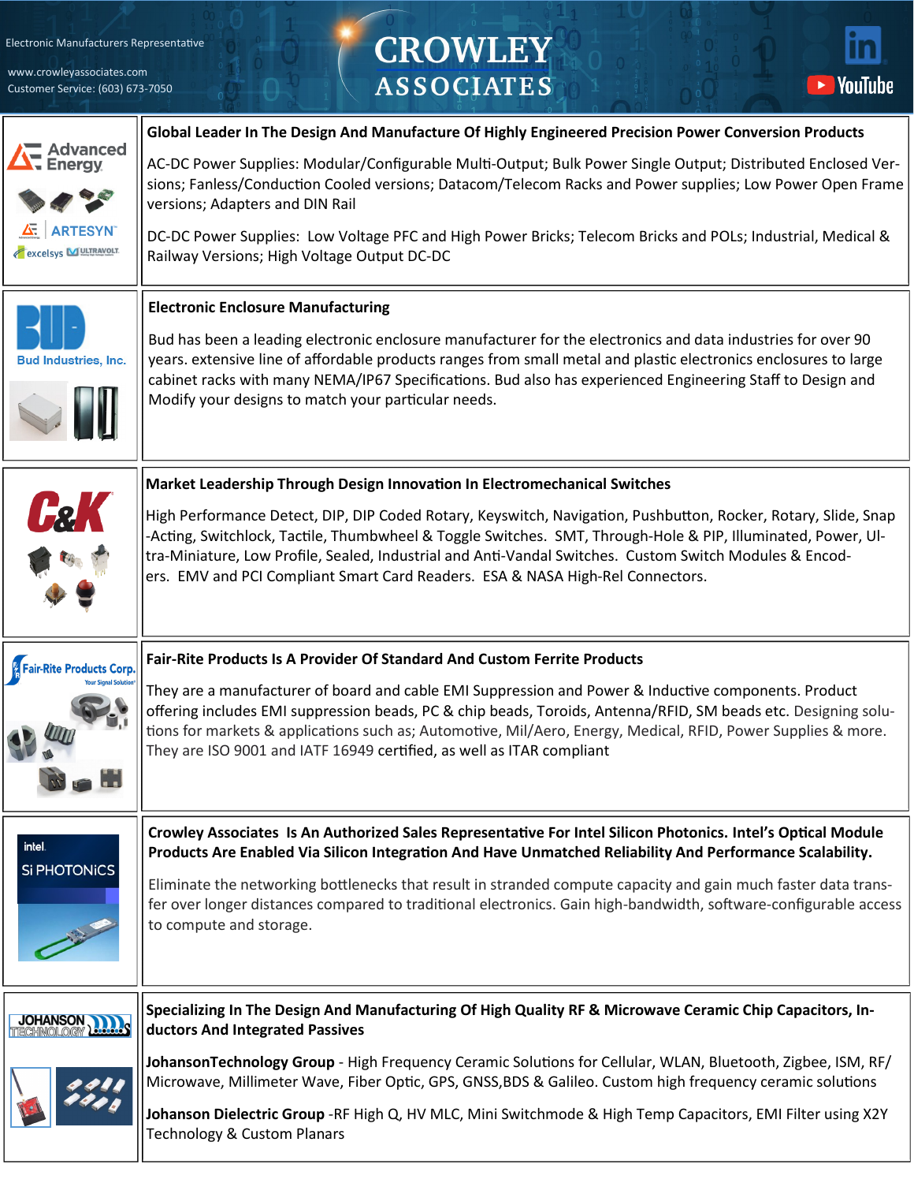Electronic Manufacturers Representative

www.crowleyassociates.com
Customer Service: (603) 673-7050

# CROWLEY ASSOCIATES

| Company | Description |
| --- | --- |
| Advanced Energy / ARTESYN / excelsys / ULTRAVOLT | **Global Leader In The Design And Manufacture Of Highly Engineered Precision Power Conversion Products**<br><br>AC-DC Power Supplies: Modular/Configurable Multi-Output; Bulk Power Single Output; Distributed Enclosed Versions; Fanless/Conduction Cooled versions; Datacom/Telecom Racks and Power supplies; Low Power Open Frame versions; Adapters and DIN Rail<br><br>DC-DC Power Supplies: Low Voltage PFC and High Power Bricks; Telecom Bricks and POLs; Industrial, Medical & Railway Versions; High Voltage Output DC-DC |
| Bud Industries, Inc. | **Electronic Enclosure Manufacturing**<br><br>Bud has been a leading electronic enclosure manufacturer for the electronics and data industries for over 90 years. extensive line of affordable products ranges from small metal and plastic electronics enclosures to large cabinet racks with many NEMA/IP67 Specifications. Bud also has experienced Engineering Staff to Design and Modify your designs to match your particular needs. |
| C&K | **Market Leadership Through Design Innovation In Electromechanical Switches**<br><br>High Performance Detect, DIP, DIP Coded Rotary, Keyswitch, Navigation, Pushbutton, Rocker, Rotary, Slide, Snap-Acting, Switchlock, Tactile, Thumbwheel & Toggle Switches. SMT, Through-Hole & PIP, Illuminated, Power, Ultra-Miniature, Low Profile, Sealed, Industrial and Anti-Vandal Switches. Custom Switch Modules & Encoders. EMV and PCI Compliant Smart Card Readers. ESA & NASA High-Rel Connectors. |
| Fair-Rite Products Corp. | **Fair-Rite Products Is A Provider Of Standard And Custom Ferrite Products**<br><br>They are a manufacturer of board and cable EMI Suppression and Power & Inductive components. Product offering includes EMI suppression beads, PC & chip beads, Toroids, Antenna/RFID, SM beads etc. Designing solutions for markets & applications such as; Automotive, Mil/Aero, Energy, Medical, RFID, Power Supplies & more. They are ISO 9001 and IATF 16949 certified, as well as ITAR compliant |
| intel. Si PHOTONICS | **Crowley Associates Is An Authorized Sales Representative For Intel Silicon Photonics. Intel's Optical Module Products Are Enabled Via Silicon Integration And Have Unmatched Reliability And Performance Scalability.**<br><br>Eliminate the networking bottlenecks that result in stranded compute capacity and gain much faster data transfer over longer distances compared to traditional electronics. Gain high-bandwidth, software-configurable access to compute and storage. |
| JOHANSON TECHNOLOGY | **Specializing In The Design And Manufacturing Of High Quality RF & Microwave Ceramic Chip Capacitors, Inductors And Integrated Passives**<br><br>**JohansonTechnology Group** - High Frequency Ceramic Solutions for Cellular, WLAN, Bluetooth, Zigbee, ISM, RF/Microwave, Millimeter Wave, Fiber Optic, GPS, GNSS,BDS & Galileo. Custom high frequency ceramic solutions<br><br>**Johanson Dielectric Group** -RF High Q, HV MLC, Mini Switchmode & High Temp Capacitors, EMI Filter using X2Y Technology & Custom Planars |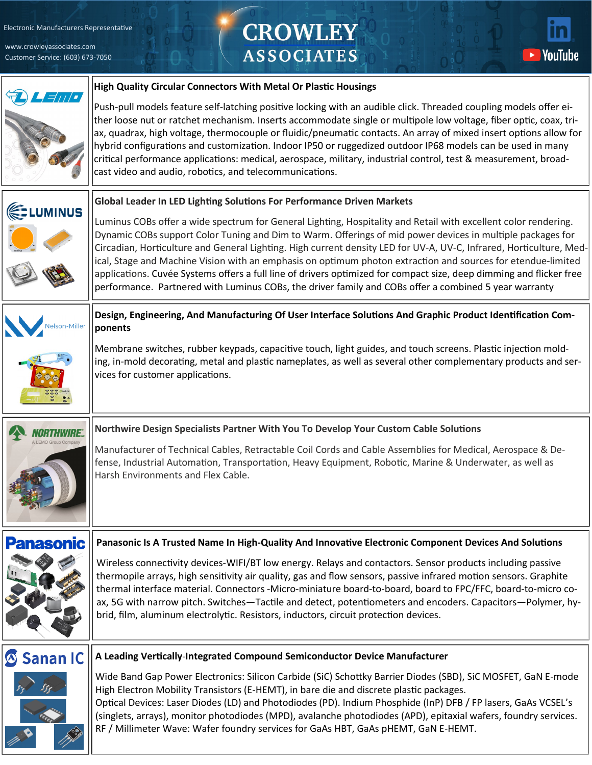Electronic Manufacturers Representative

www.crowleyassociates.com

Customer Service: (603) 673-7050

# CROWLEY ASSOCIATES

## LEMO

### High Quality Circular Connectors With Metal Or Plastic Housings

Push-pull models feature self-latching positive locking with an audible click. Threaded coupling models offer either loose nut or ratchet mechanism. Inserts accommodate single or multipole low voltage, fiber optic, coax, triax, quadrax, high voltage, thermocouple or fluidic/pneumatic contacts. An array of mixed insert options allow for hybrid configurations and customization. Indoor IP50 or ruggedized outdoor IP68 models can be used in many critical performance applications: medical, aerospace, military, industrial control, test & measurement, broadcast video and audio, robotics, and telecommunications.

## LUMINUS

### Global Leader In LED Lighting Solutions For Performance Driven Markets

Luminus COBs offer a wide spectrum for General Lighting, Hospitality and Retail with excellent color rendering. Dynamic COBs support Color Tuning and Dim to Warm. Offerings of mid power devices in multiple packages for Circadian, Horticulture and General Lighting. High current density LED for UV-A, UV-C, Infrared, Horticulture, Medical, Stage and Machine Vision with an emphasis on optimum photon extraction and sources for etendue-limited applications. Cuvée Systems offers a full line of drivers optimized for compact size, deep dimming and flicker free performance. Partnered with Luminus COBs, the driver family and COBs offer a combined 5 year warranty

## Nelson-Miller

### Design, Engineering, And Manufacturing Of User Interface Solutions And Graphic Product Identification Components

Membrane switches, rubber keypads, capacitive touch, light guides, and touch screens. Plastic injection molding, in-mold decorating, metal and plastic nameplates, as well as several other complementary products and services for customer applications.

## NORTHWIRE – A LEMO Group Company

### Northwire Design Specialists Partner With You To Develop Your Custom Cable Solutions

Manufacturer of Technical Cables, Retractable Coil Cords and Cable Assemblies for Medical, Aerospace & Defense, Industrial Automation, Transportation, Heavy Equipment, Robotic, Marine & Underwater, as well as Harsh Environments and Flex Cable.

## Panasonic

### Panasonic Is A Trusted Name In High-Quality And Innovative Electronic Component Devices And Solutions

Wireless connectivity devices-WIFI/BT low energy. Relays and contactors. Sensor products including passive thermopile arrays, high sensitivity air quality, gas and flow sensors, passive infrared motion sensors. Graphite thermal interface material. Connectors -Micro-miniature board-to-board, board to FPC/FFC, board-to-micro coax, 5G with narrow pitch. Switches—Tactile and detect, potentiometers and encoders. Capacitors—Polymer, hybrid, film, aluminum electrolytic. Resistors, inductors, circuit protection devices.

## Sanan IC

### A Leading Vertically-Integrated Compound Semiconductor Device Manufacturer

Wide Band Gap Power Electronics: Silicon Carbide (SiC) Schottky Barrier Diodes (SBD), SiC MOSFET, GaN E-mode High Electron Mobility Transistors (E-HEMT), in bare die and discrete plastic packages.
Optical Devices: Laser Diodes (LD) and Photodiodes (PD). Indium Phosphide (InP) DFB / FP lasers, GaAs VCSEL's (singlets, arrays), monitor photodiodes (MPD), avalanche photodiodes (APD), epitaxial wafers, foundry services.
RF / Millimeter Wave: Wafer foundry services for GaAs HBT, GaAs pHEMT, GaN E-HEMT.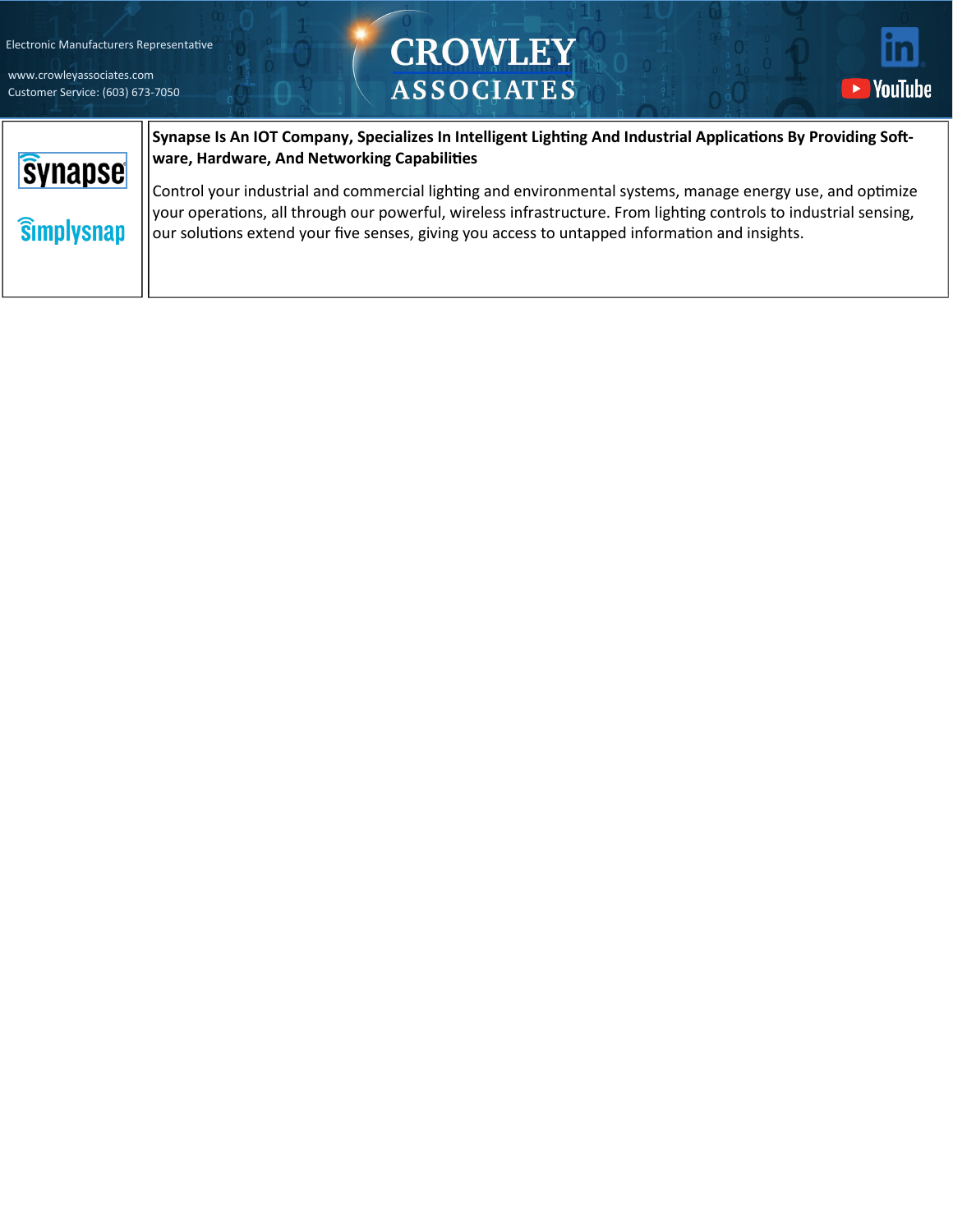Electronic Manufacturers Representative

www.crowleyassociates.com
Customer Service: (603) 673-7050

# CROWLEY ASSOCIATES

synapse

simplysnap

**Synapse Is An IOT Company, Specializes In Intelligent Lighting And Industrial Applications By Providing Software, Hardware, And Networking Capabilities**

Control your industrial and commercial lighting and environmental systems, manage energy use, and optimize your operations, all through our powerful, wireless infrastructure. From lighting controls to industrial sensing, our solutions extend your five senses, giving you access to untapped information and insights.